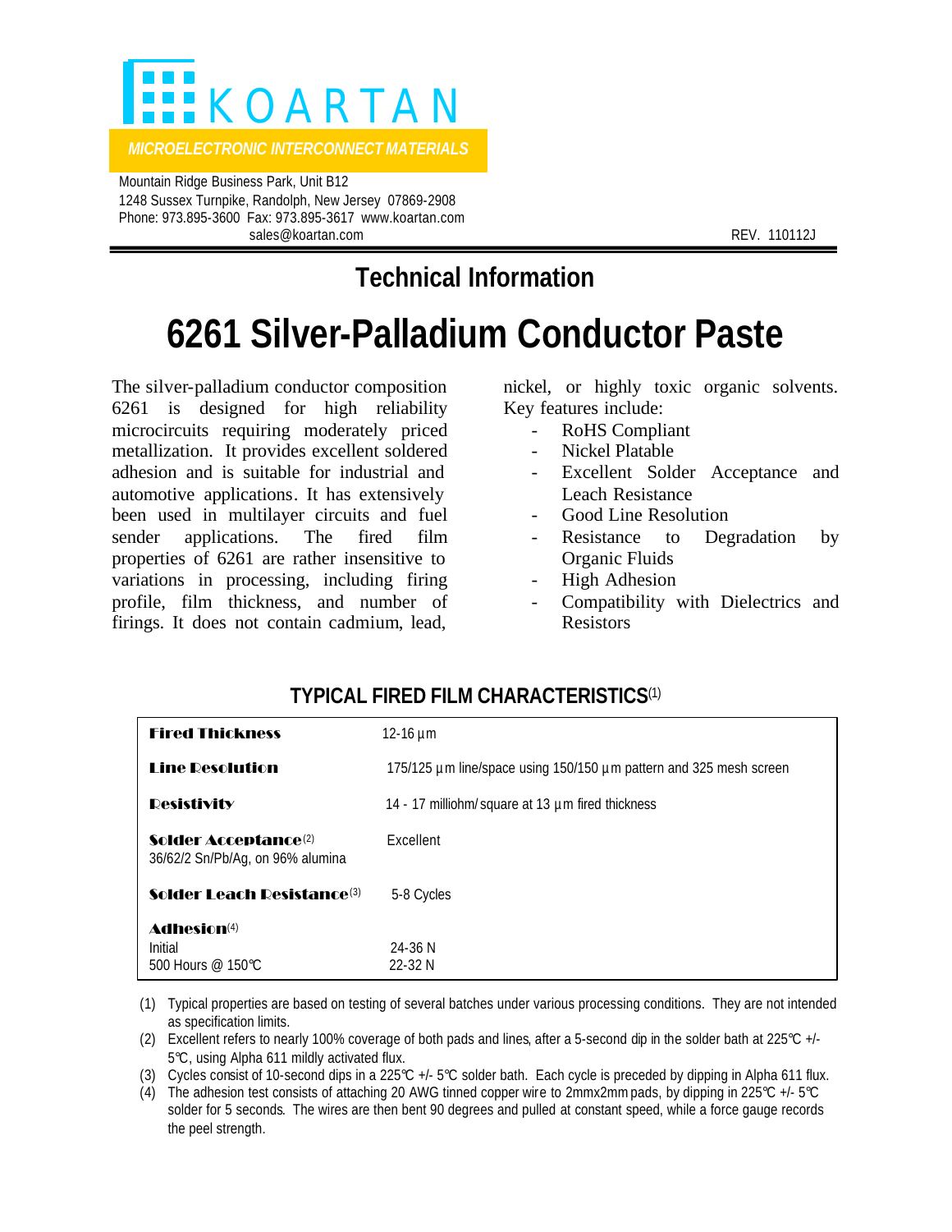# KOARTAN

*MICROELECTRONIC INTERCONNECT MATERIALS*

Mountain Ridge Business Park, Unit B12
1248 Sussex Turnpike, Randolph, New Jersey 07869-2908
Phone: 973.895-3600 Fax: 973.895-3617 www.koartan.com
sales@koartan.com

REV. 110112J

## Technical Information

# 6261 Silver-Palladium Conductor Paste

The silver-palladium conductor composition 6261 is designed for high reliability microcircuits requiring moderately priced metallization. It provides excellent soldered adhesion and is suitable for industrial and automotive applications. It has extensively been used in multilayer circuits and fuel sender applications. The fired film properties of 6261 are rather insensitive to variations in processing, including firing profile, film thickness, and number of firings. It does not contain cadmium, lead, nickel, or highly toxic organic solvents. Key features include:

- RoHS Compliant
- Nickel Platable
- Excellent Solder Acceptance and Leach Resistance
- Good Line Resolution
- Resistance to Degradation by Organic Fluids
- High Adhesion
- Compatibility with Dielectrics and Resistors

## TYPICAL FIRED FILM CHARACTERISTICS(1)

| Property | Value |
|---|---|
| **Fired Thickness** | 12-16 µm |
| **Line Resolution** | 175/125 µm line/space using 150/150 µm pattern and 325 mesh screen |
| **Resistivity** | 14 - 17 milliohm/square at 13 µm fired thickness |
| **Solder Acceptance**(2) 36/62/2 Sn/Pb/Ag, on 96% alumina | Excellent |
| **Solder Leach Resistance**(3) | 5-8 Cycles |
| **Adhesion**(4) | |
| Initial | 24-36 N |
| 500 Hours @ 150°C | 22-32 N |

(1) Typical properties are based on testing of several batches under various processing conditions. They are not intended as specification limits.

(2) Excellent refers to nearly 100% coverage of both pads and lines, after a 5-second dip in the solder bath at 225°C +/- 5°C, using Alpha 611 mildly activated flux.

(3) Cycles consist of 10-second dips in a 225°C +/- 5°C solder bath. Each cycle is preceded by dipping in Alpha 611 flux.

(4) The adhesion test consists of attaching 20 AWG tinned copper wire to 2mmx2mm pads, by dipping in 225°C +/- 5°C solder for 5 seconds. The wires are then bent 90 degrees and pulled at constant speed, while a force gauge records the peel strength.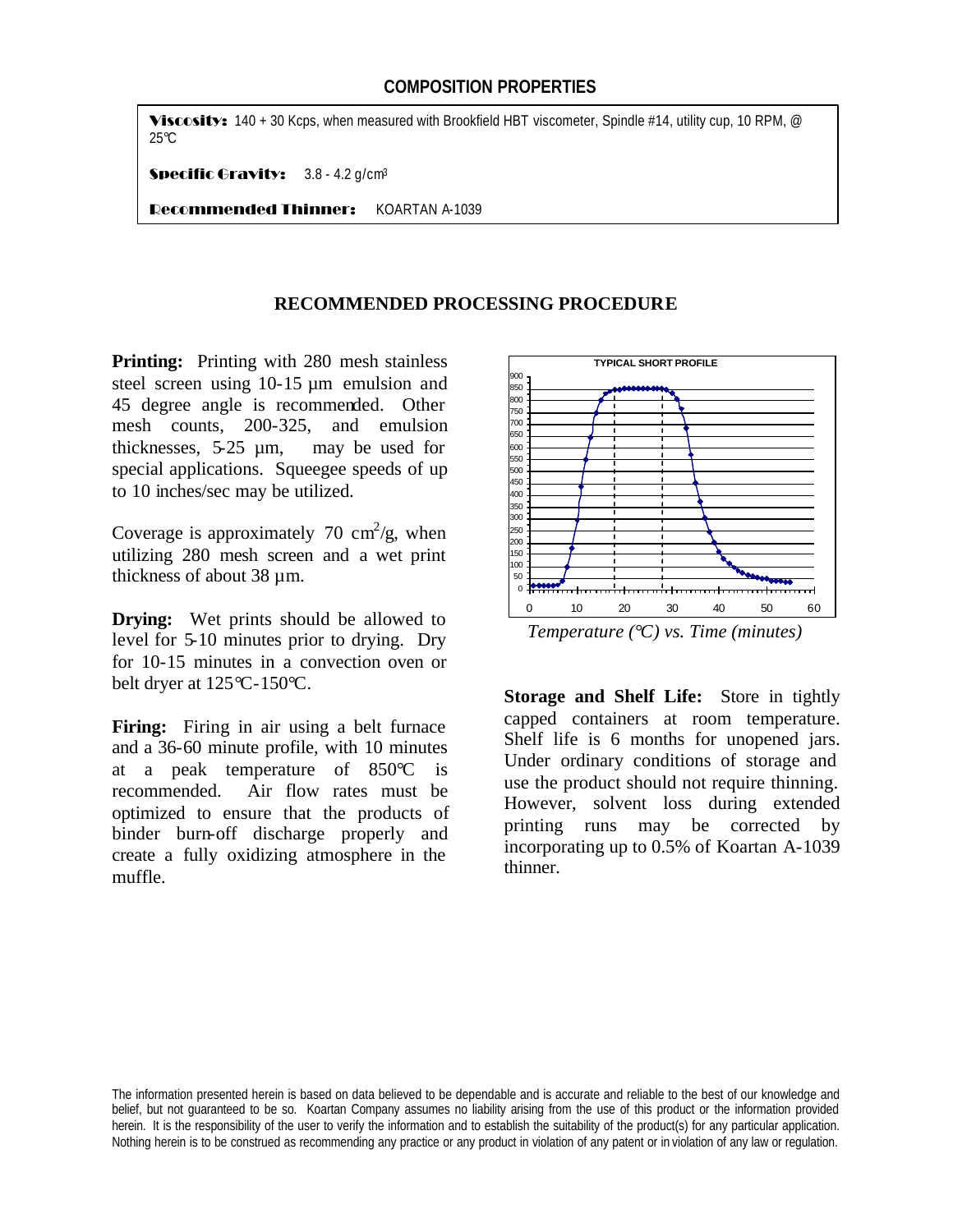## COMPOSITION PROPERTIES

**Viscosity:** 140 + 30 Kcps, when measured with Brookfield HBT viscometer, Spindle #14, utility cup, 10 RPM, @ 25°C

**Specific Gravity:** 3.8 - 4.2 g/cm³

**Recommended Thinner:** KOARTAN A-1039

## RECOMMENDED PROCESSING PROCEDURE

**Printing:** Printing with 280 mesh stainless steel screen using 10-15 µm emulsion and 45 degree angle is recommended. Other mesh counts, 200-325, and emulsion thicknesses, 5-25 µm, may be used for special applications. Squeegee speeds of up to 10 inches/sec may be utilized.

Coverage is approximately 70 $cm^2$/g, when utilizing 280 mesh screen and a wet print thickness of about 38 µm.

**Drying:** Wet prints should be allowed to level for 5-10 minutes prior to drying. Dry for 10-15 minutes in a convection oven or belt dryer at 125°C-150°C.

**Firing:** Firing in air using a belt furnace and a 36-60 minute profile, with 10 minutes at a peak temperature of 850°C is recommended. Air flow rates must be optimized to ensure that the products of binder burn-off discharge properly and create a fully oxidizing atmosphere in the muffle.

TYPICAL SHORT PROFILE

900
850
800
750
700
650
600
550
500
450
400
350
300
250
200
150
100
50
0

0 10 20 30 40 50 60

*Temperature (°C) vs. Time (minutes)*

**Storage and Shelf Life:** Store in tightly capped containers at room temperature. Shelf life is 6 months for unopened jars. Under ordinary conditions of storage and use the product should not require thinning. However, solvent loss during extended printing runs may be corrected by incorporating up to 0.5% of Koartan A-1039 thinner.

The information presented herein is based on data believed to be dependable and is accurate and reliable to the best of our knowledge and belief, but not guaranteed to be so. Koartan Company assumes no liability arising from the use of this product or the information provided herein. It is the responsibility of the user to verify the information and to establish the suitability of the product(s) for any particular application. Nothing herein is to be construed as recommending any practice or any product in violation of any patent or in violation of any law or regulation.